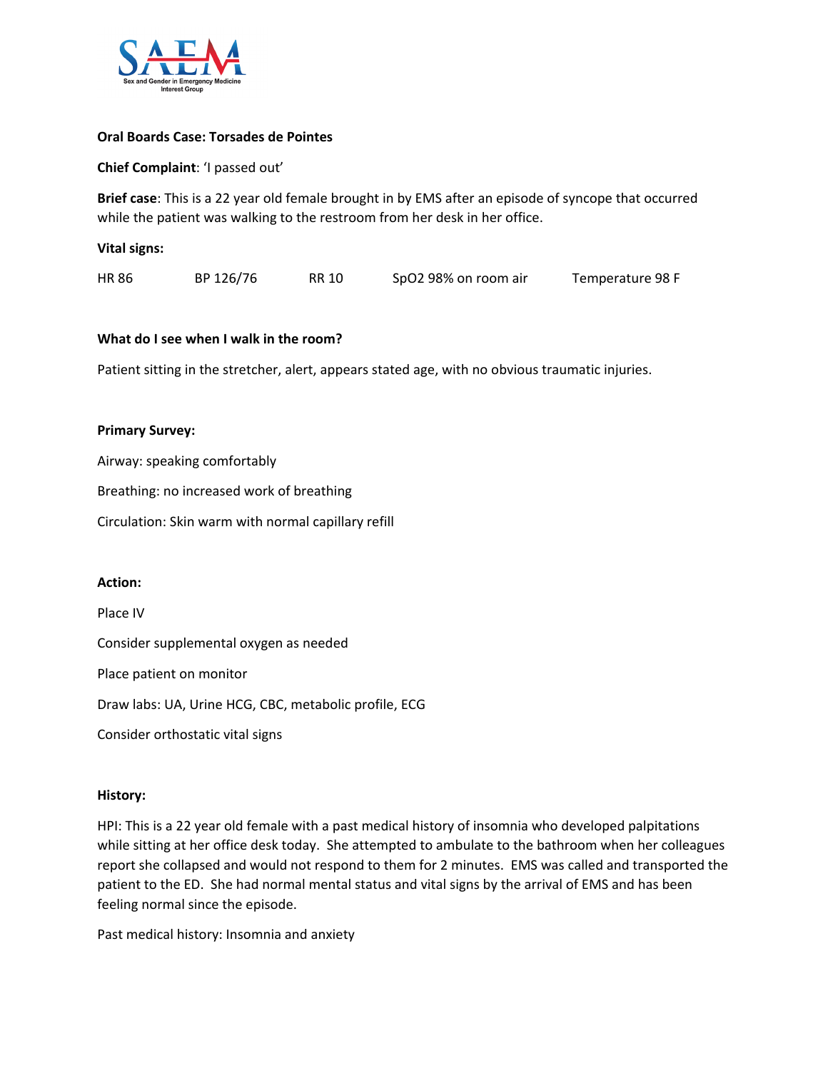**Oral Boards Case: Torsades de Pointes**

**Chief Complaint**: 'I passed out'

**Brief case**: This is a 22 year old female brought in by EMS after an episode of syncope that occurred while the patient was walking to the restroom from her desk in her office.

**Vital signs:**

| HR 86 | BP 126/76 | RR 10 | SpO2 98% on room air | Temperature 98 F |
|---|---|---|---|---|

**What do I see when I walk in the room?**

Patient sitting in the stretcher, alert, appears stated age, with no obvious traumatic injuries.

**Primary Survey:**

Airway: speaking comfortably

Breathing: no increased work of breathing

Circulation: Skin warm with normal capillary refill

**Action:**

Place IV

Consider supplemental oxygen as needed

Place patient on monitor

Draw labs: UA, Urine HCG, CBC, metabolic profile, ECG

Consider orthostatic vital signs

**History:**

HPI: This is a 22 year old female with a past medical history of insomnia who developed palpitations while sitting at her office desk today. She attempted to ambulate to the bathroom when her colleagues report she collapsed and would not respond to them for 2 minutes. EMS was called and transported the patient to the ED. She had normal mental status and vital signs by the arrival of EMS and has been feeling normal since the episode.

Past medical history: Insomnia and anxiety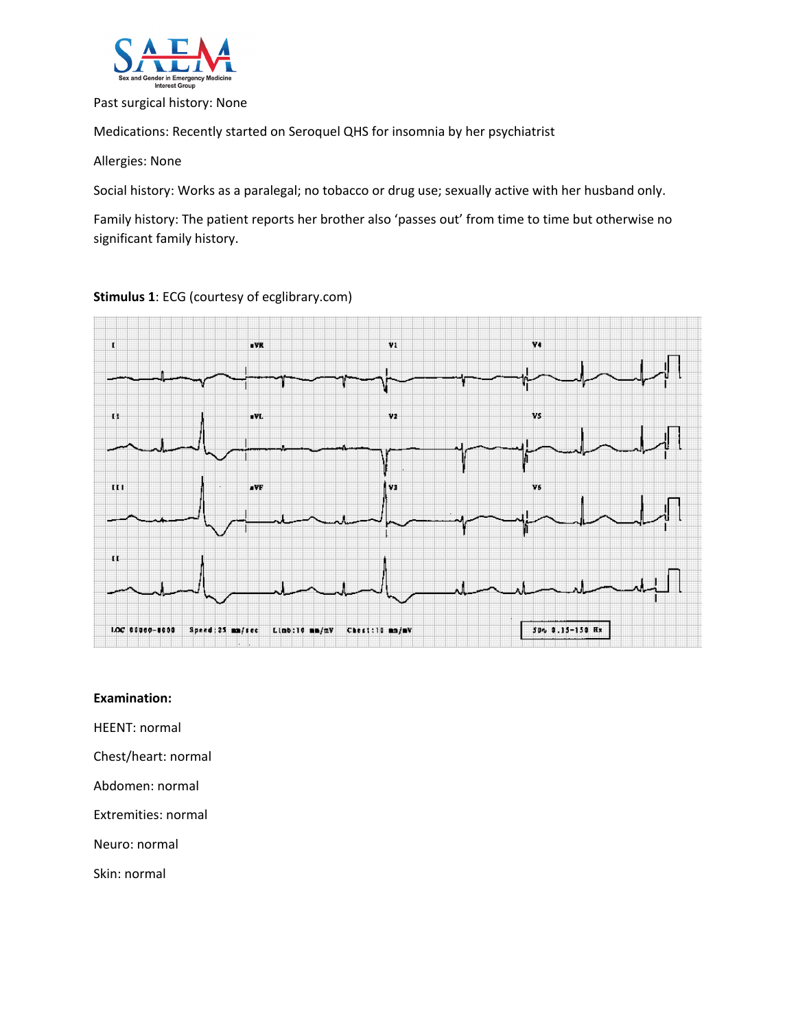Past surgical history: None

Medications: Recently started on Seroquel QHS for insomnia by her psychiatrist

Allergies: None

Social history: Works as a paralegal; no tobacco or drug use; sexually active with her husband only.

Family history: The patient reports her brother also 'passes out' from time to time but otherwise no significant family history.

**Stimulus 1**: ECG (courtesy of ecglibrary.com)

**Examination:**

HEENT: normal

Chest/heart: normal

Abdomen: normal

Extremities: normal

Neuro: normal

Skin: normal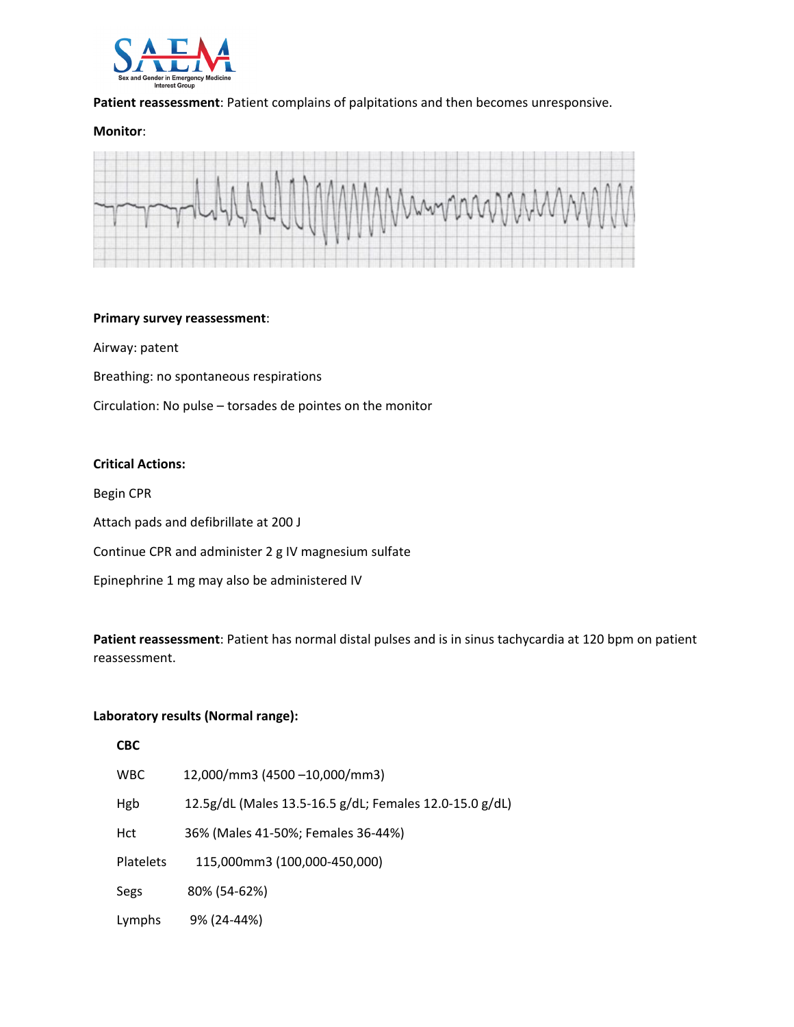**Patient reassessment**: Patient complains of palpitations and then becomes unresponsive.

**Monitor**:

**Primary survey reassessment**:

Airway: patent

Breathing: no spontaneous respirations

Circulation: No pulse – torsades de pointes on the monitor

**Critical Actions:**

Begin CPR

Attach pads and defibrillate at 200 J

Continue CPR and administer 2 g IV magnesium sulfate

Epinephrine 1 mg may also be administered IV

**Patient reassessment**: Patient has normal distal pulses and is in sinus tachycardia at 120 bpm on patient reassessment.

**Laboratory results (Normal range):**

**CBC**

| | |
|---|---|
| WBC | 12,000/mm3 (4500 –10,000/mm3) |
| Hgb | 12.5g/dL (Males 13.5-16.5 g/dL; Females 12.0-15.0 g/dL) |
| Hct | 36% (Males 41-50%; Females 36-44%) |
| Platelets | 115,000mm3 (100,000-450,000) |
| Segs | 80% (54-62%) |
| Lymphs | 9% (24-44%) |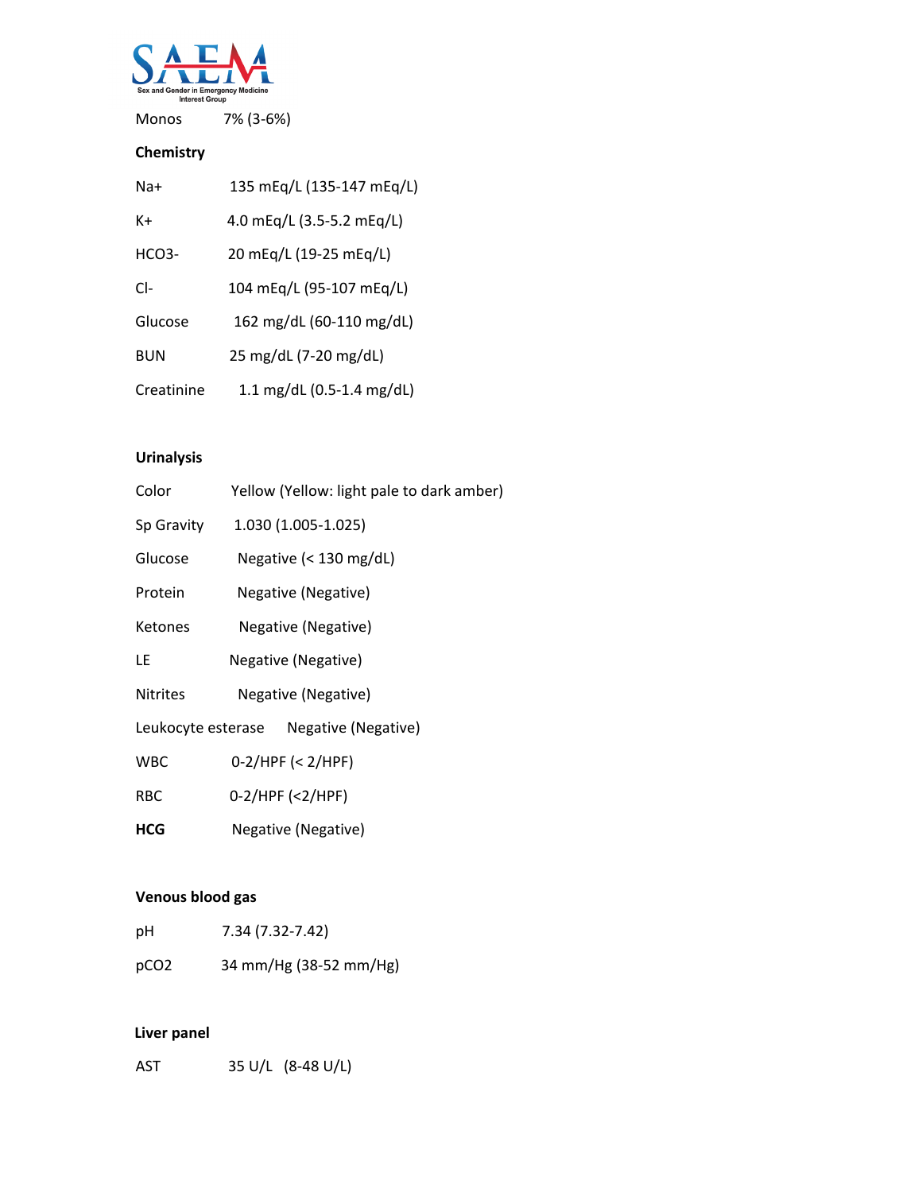Monos 7% (3-6%)

**Chemistry**

| | |
|---|---|
| Na+ | 135 mEq/L (135-147 mEq/L) |
| K+ | 4.0 mEq/L (3.5-5.2 mEq/L) |
| HCO3- | 20 mEq/L (19-25 mEq/L) |
| Cl- | 104 mEq/L (95-107 mEq/L) |
| Glucose | 162 mg/dL (60-110 mg/dL) |
| BUN | 25 mg/dL (7-20 mg/dL) |
| Creatinine | 1.1 mg/dL (0.5-1.4 mg/dL) |

**Urinalysis**

| | |
|---|---|
| Color | Yellow (Yellow: light pale to dark amber) |
| Sp Gravity | 1.030 (1.005-1.025) |
| Glucose | Negative (< 130 mg/dL) |
| Protein | Negative (Negative) |
| Ketones | Negative (Negative) |
| LE | Negative (Negative) |
| Nitrites | Negative (Negative) |
| Leukocyte esterase | Negative (Negative) |
| WBC | 0-2/HPF (< 2/HPF) |
| RBC | 0-2/HPF (<2/HPF) |
| **HCG** | Negative (Negative) |

**Venous blood gas**

| | |
|---|---|
| pH | 7.34 (7.32-7.42) |
| pCO2 | 34 mm/Hg (38-52 mm/Hg) |

**Liver panel**

| | |
|---|---|
| AST | 35 U/L (8-48 U/L) |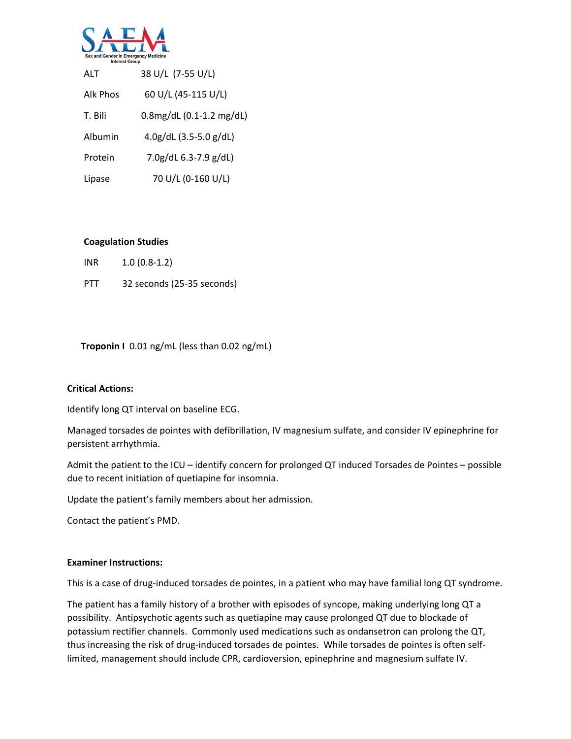| | |
|---|---|
| ALT | 38 U/L (7-55 U/L) |
| Alk Phos | 60 U/L (45-115 U/L) |
| T. Bili | 0.8mg/dL (0.1-1.2 mg/dL) |
| Albumin | 4.0g/dL (3.5-5.0 g/dL) |
| Protein | 7.0g/dL 6.3-7.9 g/dL) |
| Lipase | 70 U/L (0-160 U/L) |

**Coagulation Studies**

| | |
|---|---|
| INR | 1.0 (0.8-1.2) |
| PTT | 32 seconds (25-35 seconds) |

**Troponin I** 0.01 ng/mL (less than 0.02 ng/mL)

**Critical Actions:**

Identify long QT interval on baseline ECG.

Managed torsades de pointes with defibrillation, IV magnesium sulfate, and consider IV epinephrine for persistent arrhythmia.

Admit the patient to the ICU – identify concern for prolonged QT induced Torsades de Pointes – possible due to recent initiation of quetiapine for insomnia.

Update the patient's family members about her admission.

Contact the patient's PMD.

**Examiner Instructions:**

This is a case of drug-induced torsades de pointes, in a patient who may have familial long QT syndrome.

The patient has a family history of a brother with episodes of syncope, making underlying long QT a possibility. Antipsychotic agents such as quetiapine may cause prolonged QT due to blockade of potassium rectifier channels. Commonly used medications such as ondansetron can prolong the QT, thus increasing the risk of drug-induced torsades de pointes. While torsades de pointes is often self-limited, management should include CPR, cardioversion, epinephrine and magnesium sulfate IV.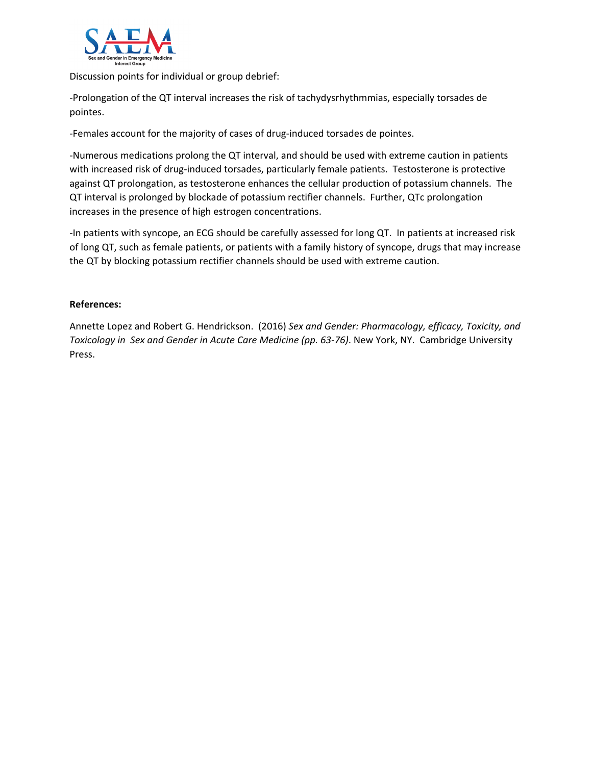Discussion points for individual or group debrief:

-Prolongation of the QT interval increases the risk of tachydysrhythmmias, especially torsades de pointes.

-Females account for the majority of cases of drug-induced torsades de pointes.

-Numerous medications prolong the QT interval, and should be used with extreme caution in patients with increased risk of drug-induced torsades, particularly female patients. Testosterone is protective against QT prolongation, as testosterone enhances the cellular production of potassium channels. The QT interval is prolonged by blockade of potassium rectifier channels. Further, QTc prolongation increases in the presence of high estrogen concentrations.

-In patients with syncope, an ECG should be carefully assessed for long QT. In patients at increased risk of long QT, such as female patients, or patients with a family history of syncope, drugs that may increase the QT by blocking potassium rectifier channels should be used with extreme caution.

**References:**

Annette Lopez and Robert G. Hendrickson. (2016) *Sex and Gender: Pharmacology, efficacy, Toxicity, and Toxicology in Sex and Gender in Acute Care Medicine (pp. 63-76)*. New York, NY. Cambridge University Press.